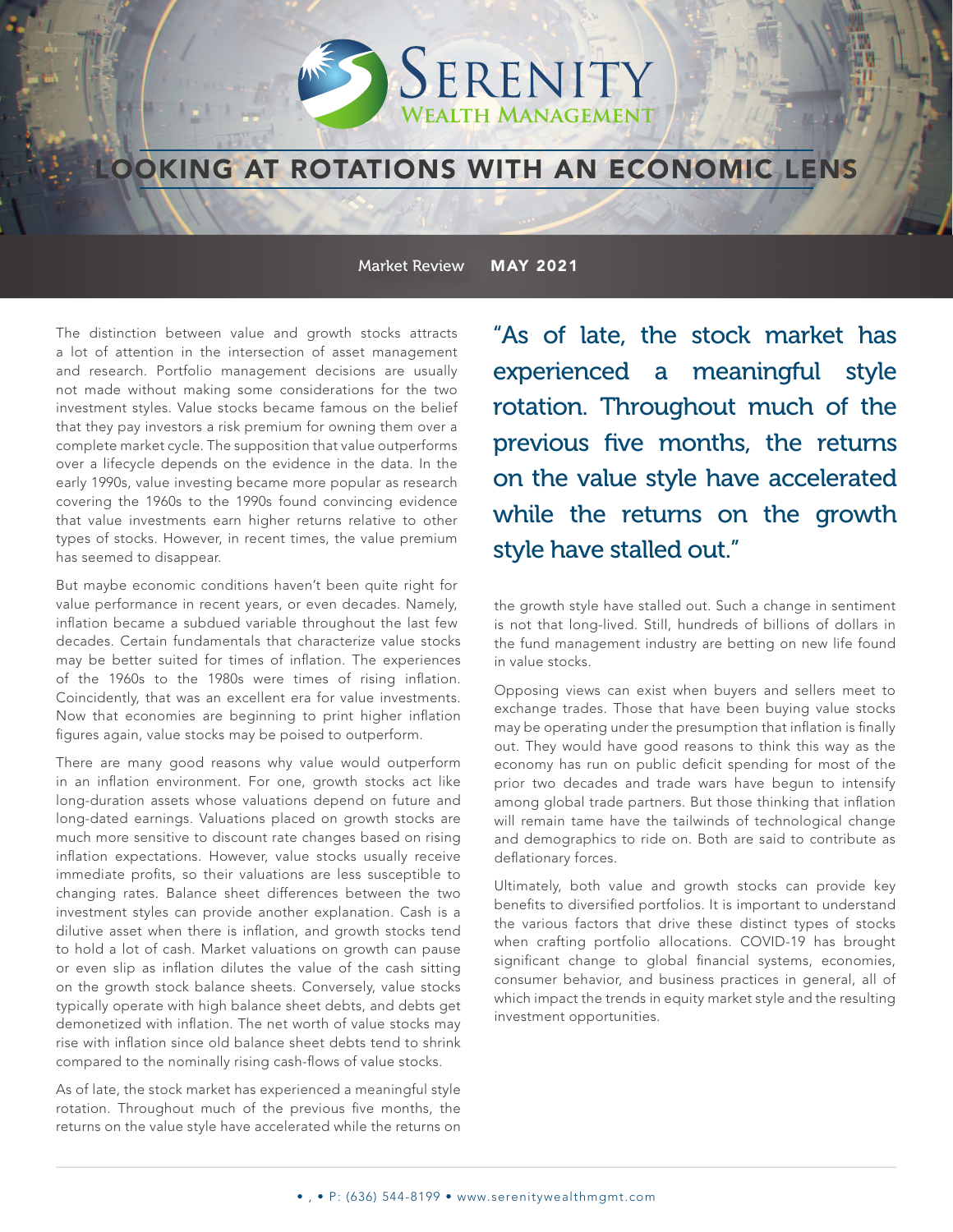# LOOKING AT ROTATIONS WITH AN ECONOMIC LENS

Market Review **MAY 2021**

The distinction between value and growth stocks attracts a lot of attention in the intersection of asset management and research. Portfolio management decisions are usually not made without making some considerations for the two investment styles. Value stocks became famous on the belief that they pay investors a risk premium for owning them over a complete market cycle. The supposition that value outperforms over a lifecycle depends on the evidence in the data. In the early 1990s, value investing became more popular as research covering the 1960s to the 1990s found convincing evidence that value investments earn higher returns relative to other types of stocks. However, in recent times, the value premium has seemed to disappear.

But maybe economic conditions haven't been quite right for value performance in recent years, or even decades. Namely, inflation became a subdued variable throughout the last few decades. Certain fundamentals that characterize value stocks may be better suited for times of inflation. The experiences of the 1960s to the 1980s were times of rising inflation. Coincidently, that was an excellent era for value investments. Now that economies are beginning to print higher inflation figures again, value stocks may be poised to outperform.

There are many good reasons why value would outperform in an inflation environment. For one, growth stocks act like long-duration assets whose valuations depend on future and long-dated earnings. Valuations placed on growth stocks are much more sensitive to discount rate changes based on rising inflation expectations. However, value stocks usually receive immediate profits, so their valuations are less susceptible to changing rates. Balance sheet differences between the two investment styles can provide another explanation. Cash is a dilutive asset when there is inflation, and growth stocks tend to hold a lot of cash. Market valuations on growth can pause or even slip as inflation dilutes the value of the cash sitting on the growth stock balance sheets. Conversely, value stocks typically operate with high balance sheet debts, and debts get demonetized with inflation. The net worth of value stocks may rise with inflation since old balance sheet debts tend to shrink compared to the nominally rising cash-flows of value stocks.

As of late, the stock market has experienced a meaningful style rotation. Throughout much of the previous five months, the returns on the value style have accelerated while the returns on the growth style have stalled out. Such a change in sentiment is not that long-lived. Still, hundreds of billions of dollars in the fund management industry are betting on new life found in value stocks.

> "As of late, the stock market has experienced a meaningful style rotation. Throughout much of the previous five months, the returns on the value style have accelerated while the returns on the growth style have stalled out."

Opposing views can exist when buyers and sellers meet to exchange trades. Those that have been buying value stocks may be operating under the presumption that inflation is finally out. They would have good reasons to think this way as the economy has run on public deficit spending for most of the prior two decades and trade wars have begun to intensify among global trade partners. But those thinking that inflation will remain tame have the tailwinds of technological change and demographics to ride on. Both are said to contribute as deflationary forces.

Ultimately, both value and growth stocks can provide key benefits to diversified portfolios. It is important to understand the various factors that drive these distinct types of stocks when crafting portfolio allocations. COVID-19 has brought significant change to global financial systems, economies, consumer behavior, and business practices in general, all of which impact the trends in equity market style and the resulting investment opportunities.

• , • P: (636) 544-8199 • www.serenitywealthmgmt.com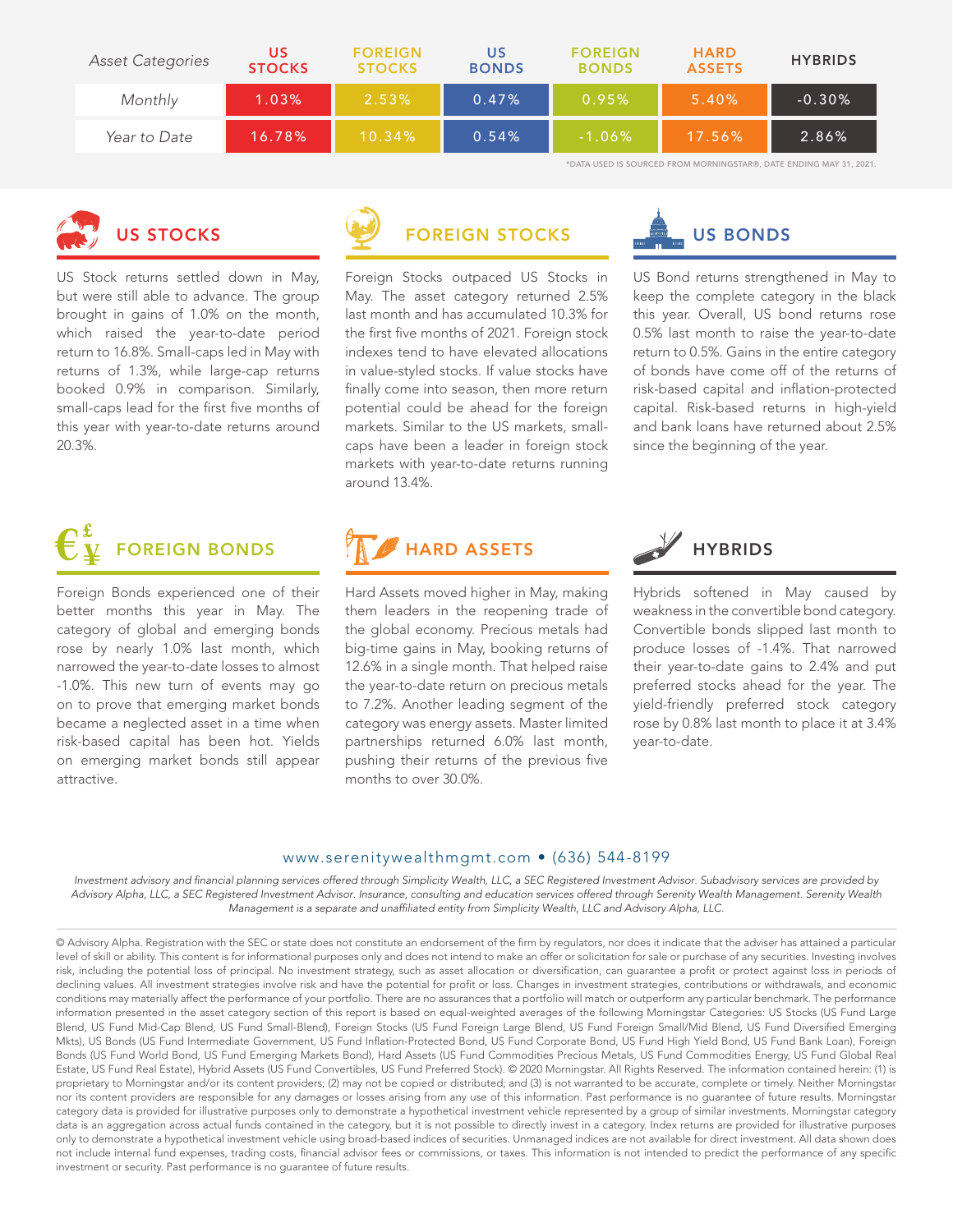| Asset Categories | US STOCKS | FOREIGN STOCKS | US BONDS | FOREIGN BONDS | HARD ASSETS | HYBRIDS |
|---|---|---|---|---|---|---|
| *Monthly* | 1.03% | 2.53% | 0.47% | 0.95% | 5.40% | -0.30% |
| *Year to Date* | 16.78% | 10.34% | 0.54% | -1.06% | 17.56% | 2.86% |

*DATA USED IS SOURCED FROM MORNINGSTAR®, DATE ENDING MAY 31, 2021.

## US STOCKS

US Stock returns settled down in May, but were still able to advance. The group brought in gains of 1.0% on the month, which raised the year-to-date period return to 16.8%. Small-caps led in May with returns of 1.3%, while large-cap returns booked 0.9% in comparison. Similarly, small-caps lead for the first five months of this year with year-to-date returns around 20.3%.

## FOREIGN STOCKS

Foreign Stocks outpaced US Stocks in May. The asset category returned 2.5% last month and has accumulated 10.3% for the first five months of 2021. Foreign stock indexes tend to have elevated allocations in value-styled stocks. If value stocks have finally come into season, then more return potential could be ahead for the foreign markets. Similar to the US markets, small-caps have been a leader in foreign stock markets with year-to-date returns running around 13.4%.

## US BONDS

US Bond returns strengthened in May to keep the complete category in the black this year. Overall, US bond returns rose 0.5% last month to raise the year-to-date return to 0.5%. Gains in the entire category of bonds have come off of the returns of risk-based capital and inflation-protected capital. Risk-based returns in high-yield and bank loans have returned about 2.5% since the beginning of the year.

## FOREIGN BONDS

Foreign Bonds experienced one of their better months this year in May. The category of global and emerging bonds rose by nearly 1.0% last month, which narrowed the year-to-date losses to almost -1.0%. This new turn of events may go on to prove that emerging market bonds became a neglected asset in a time when risk-based capital has been hot. Yields on emerging market bonds still appear attractive.

## HARD ASSETS

Hard Assets moved higher in May, making them leaders in the reopening trade of the global economy. Precious metals had big-time gains in May, booking returns of 12.6% in a single month. That helped raise the year-to-date return on precious metals to 7.2%. Another leading segment of the category was energy assets. Master limited partnerships returned 6.0% last month, pushing their returns of the previous five months to over 30.0%.

## HYBRIDS

Hybrids softened in May caused by weakness in the convertible bond category. Convertible bonds slipped last month to produce losses of -1.4%. That narrowed their year-to-date gains to 2.4% and put preferred stocks ahead for the year. The yield-friendly preferred stock category rose by 0.8% last month to place it at 3.4% year-to-date.

www.serenitywealthmgmt.com • (636) 544-8199

*Investment advisory and financial planning services offered through Simplicity Wealth, LLC, a SEC Registered Investment Advisor. Subadvisory services are provided by Advisory Alpha, LLC, a SEC Registered Investment Advisor. Insurance, consulting and education services offered through Serenity Wealth Management. Serenity Wealth Management is a separate and unaffiliated entity from Simplicity Wealth, LLC and Advisory Alpha, LLC.*

© Advisory Alpha. Registration with the SEC or state does not constitute an endorsement of the firm by regulators, nor does it indicate that the adviser has attained a particular level of skill or ability. This content is for informational purposes only and does not intend to make an offer or solicitation for sale or purchase of any securities. Investing involves risk, including the potential loss of principal. No investment strategy, such as asset allocation or diversification, can guarantee a profit or protect against loss in periods of declining values. All investment strategies involve risk and have the potential for profit or loss. Changes in investment strategies, contributions or withdrawals, and economic conditions may materially affect the performance of your portfolio. There are no assurances that a portfolio will match or outperform any particular benchmark. The performance information presented in the asset category section of this report is based on equal-weighted averages of the following Morningstar Categories: US Stocks (US Fund Large Blend, US Fund Mid-Cap Blend, US Fund Small-Blend), Foreign Stocks (US Fund Foreign Large Blend, US Fund Foreign Small/Mid Blend, US Fund Diversified Emerging Mkts), US Bonds (US Fund Intermediate Government, US Fund Inflation-Protected Bond, US Fund Corporate Bond, US Fund High Yield Bond, US Fund Bank Loan), Foreign Bonds (US Fund World Bond, US Fund Emerging Markets Bond), Hard Assets (US Fund Commodities Precious Metals, US Fund Commodities Energy, US Fund Global Real Estate, US Fund Real Estate), Hybrid Assets (US Fund Convertibles, US Fund Preferred Stock). © 2020 Morningstar. All Rights Reserved. The information contained herein: (1) is proprietary to Morningstar and/or its content providers; (2) may not be copied or distributed; and (3) is not warranted to be accurate, complete or timely. Neither Morningstar nor its content providers are responsible for any damages or losses arising from any use of this information. Past performance is no guarantee of future results. Morningstar category data is provided for illustrative purposes only to demonstrate a hypothetical investment vehicle represented by a group of similar investments. Morningstar category data is an aggregation across actual funds contained in the category, but it is not possible to directly invest in a category. Index returns are provided for illustrative purposes only to demonstrate a hypothetical investment vehicle using broad-based indices of securities. Unmanaged indices are not available for direct investment. All data shown does not include internal fund expenses, trading costs, financial advisor fees or commissions, or taxes. This information is not intended to predict the performance of any specific investment or security. Past performance is no guarantee of future results.